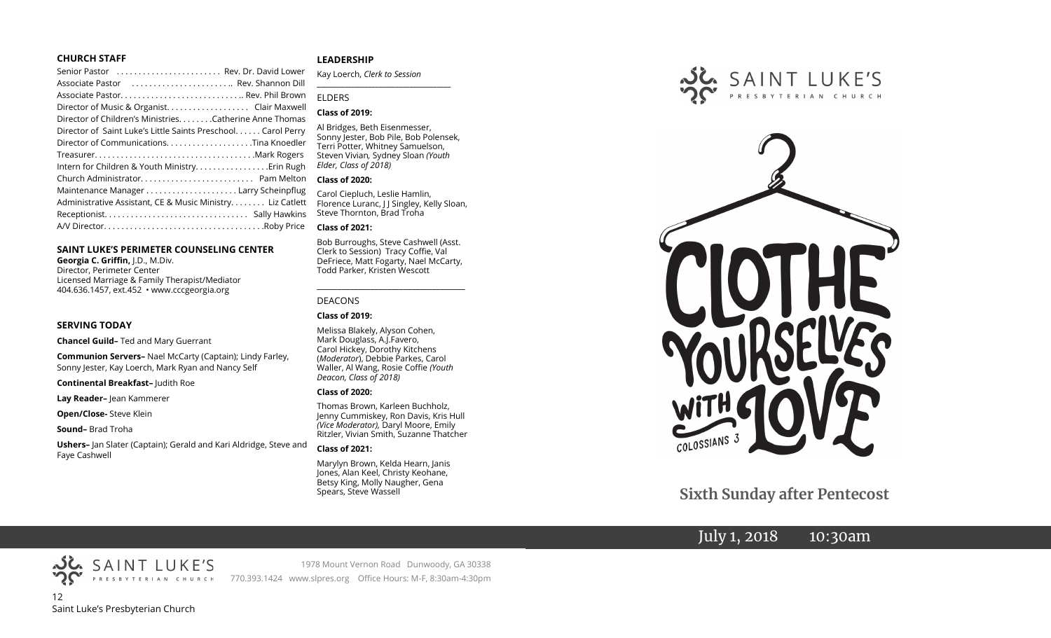## CHURCH STAFF

Senior Pastor . . . . . . . . . . . . . . . . . . . . . . . Rev. Dr. David Lower
Associate Pastor . . . . . . . . . . . . . . . . . . . . . .. Rev. Shannon Dill
Associate Pastor. . . . . . . . . . . . . . . . . . . . . . . . . . .. Rev. Phil Brown
Director of Music & Organist. . . . . . . . . . . . . . . . . . Clair Maxwell
Director of Children's Ministries. . . . . . . .Catherine Anne Thomas
Director of Saint Luke's Little Saints Preschool. . . . . . Carol Perry
Director of Communications. . . . . . . . . . . . . . . . . . .Tina Knoedler
Treasurer. . . . . . . . . . . . . . . . . . . . . . . . . . . . . . . . . . . .Mark Rogers
Intern for Children & Youth Ministry. . . . . . . . . . . . . . . .Erin Rugh
Church Administrator. . . . . . . . . . . . . . . . . . . . . . . . . Pam Melton
Maintenance Manager . . . . . . . . . . . . . . . . . . . . . Larry Scheinpflug
Administrative Assistant, CE & Music Ministry. . . . . . . . Liz Catlett
Receptionist. . . . . . . . . . . . . . . . . . . . . . . . . . . . . . . . Sally Hawkins
A/V Director. . . . . . . . . . . . . . . . . . . . . . . . . . . . . . . . . . . .Roby Price

## SAINT LUKE'S PERIMETER COUNSELING CENTER

**Georgia C. Griffin,** J.D., M.Div.
Director, Perimeter Center
Licensed Marriage & Family Therapist/Mediator
404.636.1457, ext.452 • www.cccgeorgia.org

## SERVING TODAY

**Chancel Guild–** Ted and Mary Guerrant

**Communion Servers–** Nael McCarty (Captain); Lindy Farley, Sonny Jester, Kay Loerch, Mark Ryan and Nancy Self

**Continental Breakfast–** Judith Roe

**Lay Reader–** Jean Kammerer

**Open/Close-** Steve Klein

**Sound–** Brad Troha

**Ushers–** Jan Slater (Captain); Gerald and Kari Aldridge, Steve and Faye Cashwell

## LEADERSHIP

Kay Loerch, *Clerk to Session*

ELDERS

**Class of 2019:**

Al Bridges, Beth Eisenmesser, Sonny Jester, Bob Pile, Bob Polensek, Terri Potter, Whitney Samuelson, Steven Vivian, Sydney Sloan *(Youth Elder, Class of 2018)*

**Class of 2020:**

Carol Ciepluch, Leslie Hamlin, Florence Luranc, J J Singley, Kelly Sloan, Steve Thornton, Brad Troha

**Class of 2021:**

Bob Burroughs, Steve Cashwell (Asst. Clerk to Session) Tracy Coffie, Val DeFriece, Matt Fogarty, Nael McCarty, Todd Parker, Kristen Wescott

DEACONS

**Class of 2019:**

Melissa Blakely, Alyson Cohen, Mark Douglass, A.J.Favero, Carol Hickey, Dorothy Kitchens (*Moderator*), Debbie Parkes, Carol Waller, Al Wang, Rosie Coffie *(Youth Deacon, Class of 2018)*

**Class of 2020:**

Thomas Brown, Karleen Buchholz, Jenny Cummiskey, Ron Davis, Kris Hull *(Vice Moderator),* Daryl Moore, Emily Ritzler, Vivian Smith, Suzanne Thatcher

**Class of 2021:**

Marylyn Brown, Kelda Hearn, Janis Jones, Alan Keel, Christy Keohane, Betsy King, Molly Naugher, Gena Spears, Steve Wassell

SAINT LUKE'S PRESBYTERIAN CHURCH
1978 Mount Vernon Road Dunwoody, GA 30338
770.393.1424 www.slpres.org Office Hours: M-F, 8:30am-4:30pm

Saint Luke's Presbyterian Church

SAINT LUKE'S PRESBYTERIAN CHURCH

# CLOTHE YOURSELVES WITH LOVE

COLOSSIANS 3

## Sixth Sunday after Pentecost

July 1, 2018 10:30am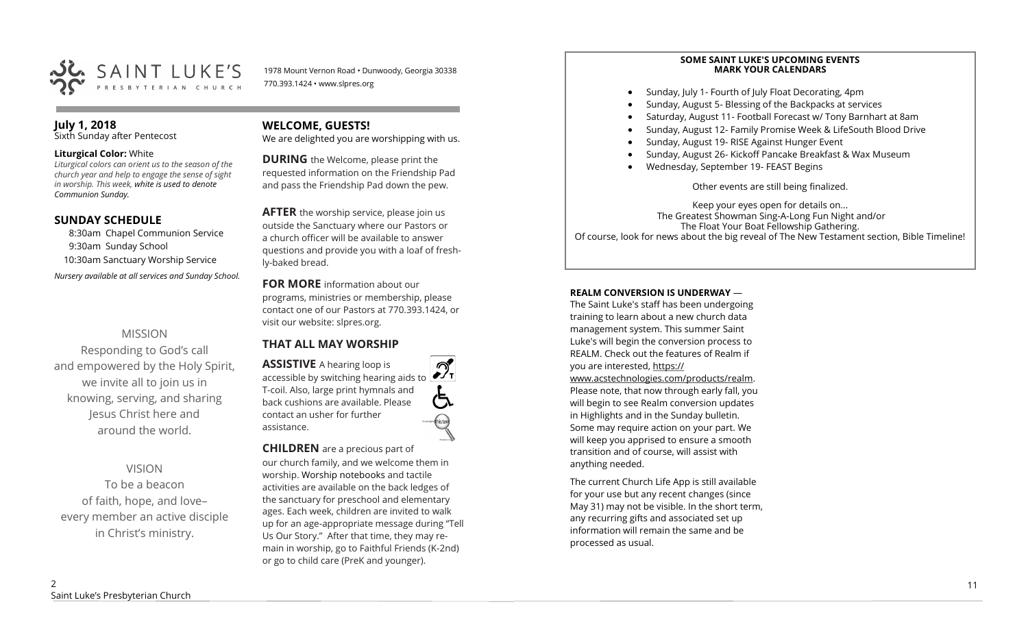# SAINT LUKE'S PRESBYTERIAN CHURCH

1978 Mount Vernon Road • Dunwoody, Georgia 30338
770.393.1424 • www.slpres.org

**July 1, 2018**
Sixth Sunday after Pentecost

**Liturgical Color:** White
*Liturgical colors can orient us to the season of the church year and help to engage the sense of sight in worship. This week, white is used to denote Communion Sunday.*

## SUNDAY SCHEDULE

8:30am Chapel Communion Service
9:30am Sunday School
10:30am Sanctuary Worship Service

*Nursery available at all services and Sunday School.*

MISSION
Responding to God's call
and empowered by the Holy Spirit,
we invite all to join us in
knowing, serving, and sharing
Jesus Christ here and
around the world.

VISION
To be a beacon
of faith, hope, and love–
every member an active disciple
in Christ's ministry.

## WELCOME, GUESTS!

We are delighted you are worshipping with us.

**DURING** the Welcome, please print the requested information on the Friendship Pad and pass the Friendship Pad down the pew.

**AFTER** the worship service, please join us outside the Sanctuary where our Pastors or a church officer will be available to answer questions and provide you with a loaf of freshly-baked bread.

**FOR MORE** information about our programs, ministries or membership, please contact one of our Pastors at 770.393.1424, or visit our website: slpres.org.

## THAT ALL MAY WORSHIP

**ASSISTIVE** A hearing loop is accessible by switching hearing aids to T-coil. Also, large print hymnals and back cushions are available. Please contact an usher for further assistance.

**CHILDREN** are a precious part of our church family, and we welcome them in worship. Worship notebooks and tactile activities are available on the back ledges of the sanctuary for preschool and elementary ages. Each week, children are invited to walk up for an age-appropriate message during "Tell Us Our Story." After that time, they may remain in worship, go to Faithful Friends (K-2nd) or go to child care (PreK and younger).

**SOME SAINT LUKE'S UPCOMING EVENTS**
**MARK YOUR CALENDARS**

- Sunday, July 1- Fourth of July Float Decorating, 4pm
- Sunday, August 5- Blessing of the Backpacks at services
- Saturday, August 11- Football Forecast w/ Tony Barnhart at 8am
- Sunday, August 12- Family Promise Week & LifeSouth Blood Drive
- Sunday, August 19- RISE Against Hunger Event
- Sunday, August 26- Kickoff Pancake Breakfast & Wax Museum
- Wednesday, September 19- FEAST Begins

Other events are still being finalized.

Keep your eyes open for details on...
The Greatest Showman Sing-A-Long Fun Night and/or
The Float Your Boat Fellowship Gathering.
Of course, look for news about the big reveal of The New Testament section, Bible Timeline!

**REALM CONVERSION IS UNDERWAY** —
The Saint Luke's staff has been undergoing training to learn about a new church data management system. This summer Saint Luke's will begin the conversion process to REALM. Check out the features of Realm if you are interested, https://www.acstechnologies.com/products/realm. Please note, that now through early fall, you will begin to see Realm conversion updates in Highlights and in the Sunday bulletin. Some may require action on your part. We will keep you apprised to ensure a smooth transition and of course, will assist with anything needed.

The current Church Life App is still available for your use but any recent changes (since May 31) may not be visible. In the short term, any recurring gifts and associated set up information will remain the same and be processed as usual.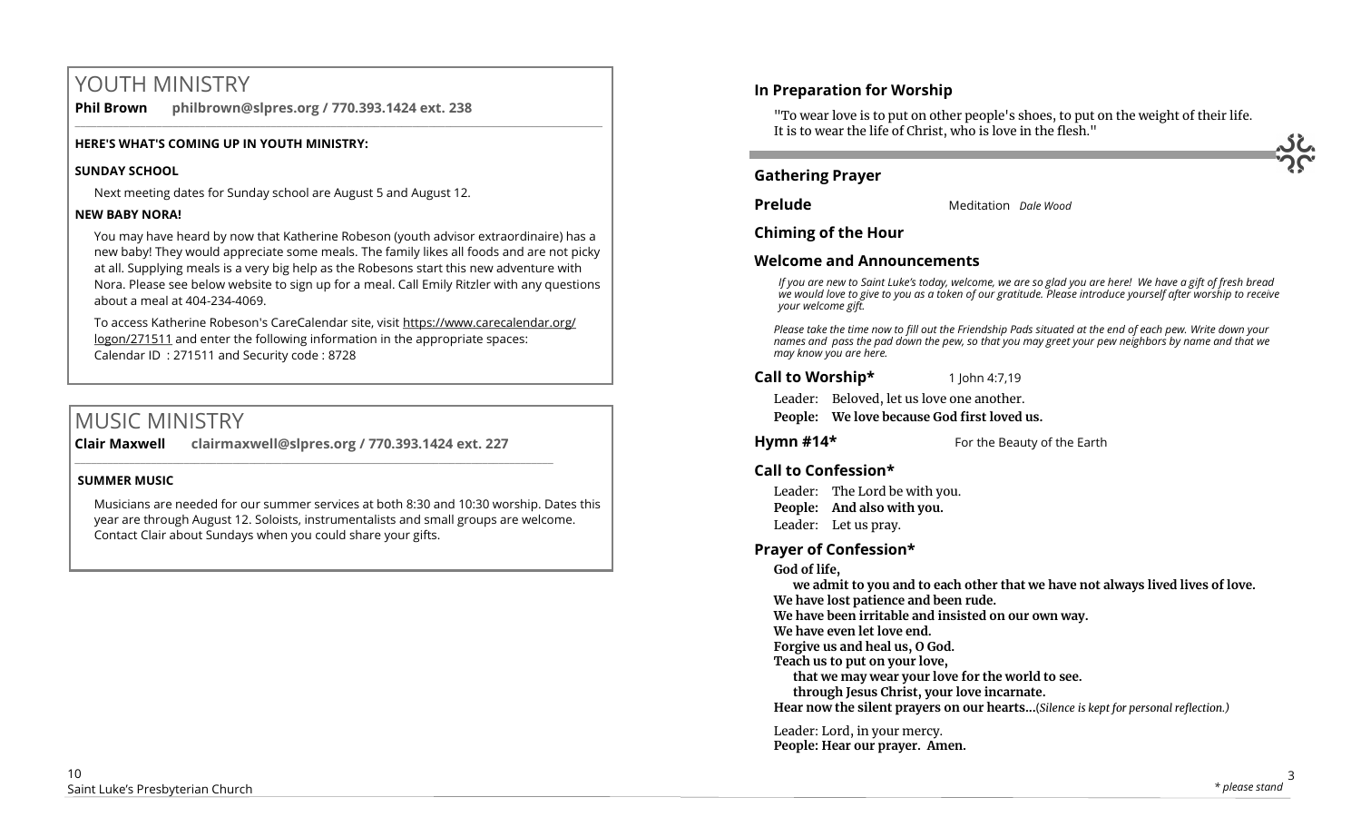# YOUTH MINISTRY

**Phil Brown philbrown@slpres.org / 770.393.1424 ext. 238**

**HERE'S WHAT'S COMING UP IN YOUTH MINISTRY:**

**SUNDAY SCHOOL**

Next meeting dates for Sunday school are August 5 and August 12.

**NEW BABY NORA!**

You may have heard by now that Katherine Robeson (youth advisor extraordinaire) has a new baby! They would appreciate some meals. The family likes all foods and are not picky at all. Supplying meals is a very big help as the Robesons start this new adventure with Nora. Please see below website to sign up for a meal. Call Emily Ritzler with any questions about a meal at 404-234-4069.

To access Katherine Robeson's CareCalendar site, visit https://www.carecalendar.org/logon/271511 and enter the following information in the appropriate spaces:
Calendar ID : 271511 and Security code : 8728

# MUSIC MINISTRY

**Clair Maxwell clairmaxwell@slpres.org / 770.393.1424 ext. 227**

**SUMMER MUSIC**

Musicians are needed for our summer services at both 8:30 and 10:30 worship. Dates this year are through August 12. Soloists, instrumentalists and small groups are welcome. Contact Clair about Sundays when you could share your gifts.

## In Preparation for Worship

"To wear love is to put on other people's shoes, to put on the weight of their life. It is to wear the life of Christ, who is love in the flesh."

## Gathering Prayer

**Prelude** Meditation *Dale Wood*

**Chiming of the Hour**

**Welcome and Announcements**

*If you are new to Saint Luke's today, welcome, we are so glad you are here! We have a gift of fresh bread we would love to give to you as a token of our gratitude. Please introduce yourself after worship to receive your welcome gift.*

*Please take the time now to fill out the Friendship Pads situated at the end of each pew. Write down your names and pass the pad down the pew, so that you may greet your pew neighbors by name and that we may know you are here.*

**Call to Worship*** 1 John 4:7,19

Leader: Beloved, let us love one another.
**People: We love because God first loved us.**

**Hymn #14*** For the Beauty of the Earth

**Call to Confession***

Leader: The Lord be with you.
**People: And also with you.**
Leader: Let us pray.

**Prayer of Confession***

**God of life,**
**we admit to you and to each other that we have not always lived lives of love.**
**We have lost patience and been rude.**
**We have been irritable and insisted on our own way.**
**We have even let love end.**
**Forgive us and heal us, O God.**
**Teach us to put on your love,**
**that we may wear your love for the world to see.**
**through Jesus Christ, your love incarnate.**
**Hear now the silent prayers on our hearts...***(Silence is kept for personal reflection.)*

Leader: Lord, in your mercy.
**People: Hear our prayer. Amen.**

*\* please stand*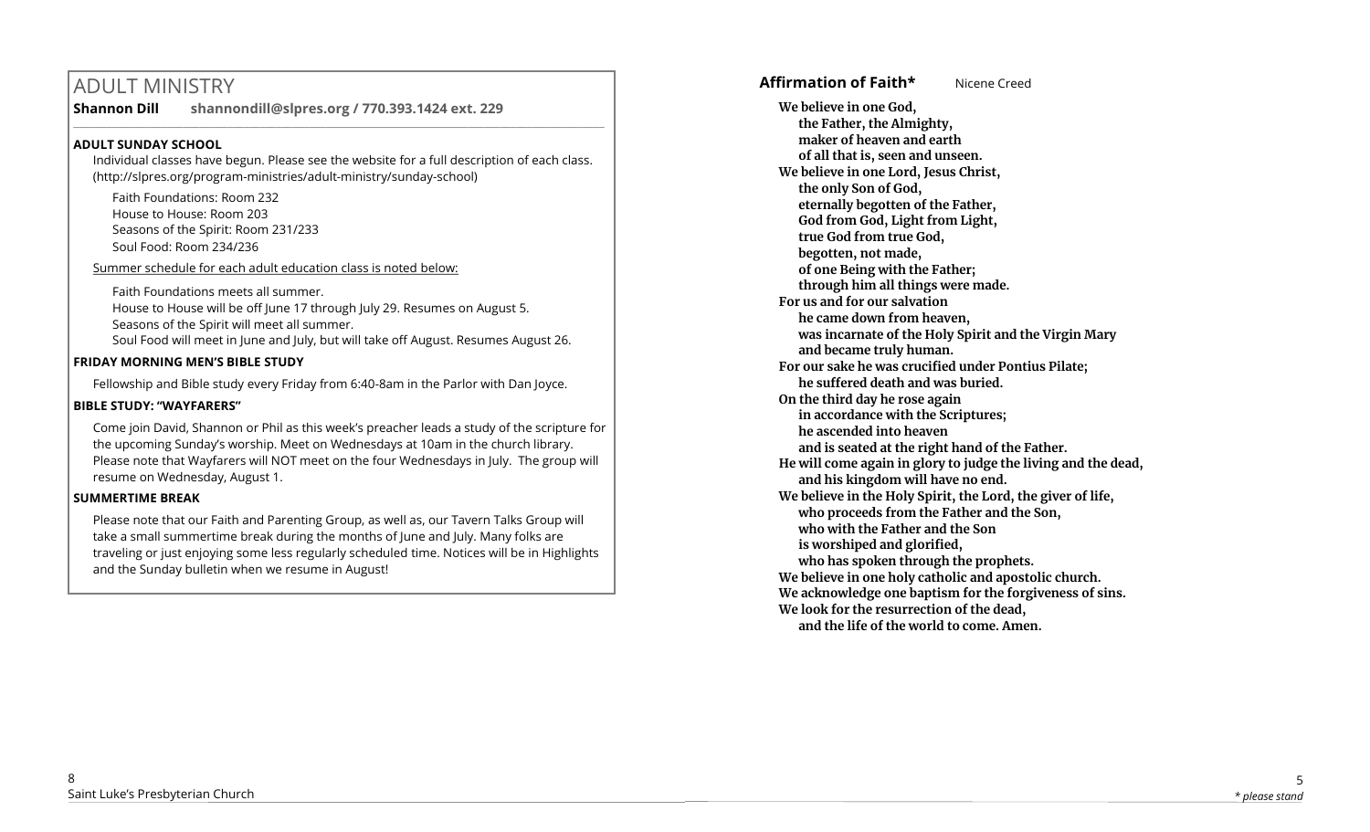# ADULT MINISTRY

**Shannon Dill** **shannondill@slpres.org / 770.393.1424 ext. 229**

### ADULT SUNDAY SCHOOL

Individual classes have begun. Please see the website for a full description of each class. (http://slpres.org/program-ministries/adult-ministry/sunday-school)

Faith Foundations: Room 232
House to House: Room 203
Seasons of the Spirit: Room 231/233
Soul Food: Room 234/236

Summer schedule for each adult education class is noted below:

Faith Foundations meets all summer.
House to House will be off June 17 through July 29. Resumes on August 5.
Seasons of the Spirit will meet all summer.
Soul Food will meet in June and July, but will take off August. Resumes August 26.

### FRIDAY MORNING MEN'S BIBLE STUDY

Fellowship and Bible study every Friday from 6:40-8am in the Parlor with Dan Joyce.

### BIBLE STUDY: "WAYFARERS"

Come join David, Shannon or Phil as this week's preacher leads a study of the scripture for the upcoming Sunday's worship. Meet on Wednesdays at 10am in the church library. Please note that Wayfarers will NOT meet on the four Wednesdays in July. The group will resume on Wednesday, August 1.

### SUMMERTIME BREAK

Please note that our Faith and Parenting Group, as well as, our Tavern Talks Group will take a small summertime break during the months of June and July. Many folks are traveling or just enjoying some less regularly scheduled time. Notices will be in Highlights and the Sunday bulletin when we resume in August!

**Affirmation of Faith*** Nicene Creed

**We believe in one God,**
**the Father, the Almighty,**
**maker of heaven and earth**
**of all that is, seen and unseen.**
**We believe in one Lord, Jesus Christ,**
**the only Son of God,**
**eternally begotten of the Father,**
**God from God, Light from Light,**
**true God from true God,**
**begotten, not made,**
**of one Being with the Father;**
**through him all things were made.**
**For us and for our salvation**
**he came down from heaven,**
**was incarnate of the Holy Spirit and the Virgin Mary**
**and became truly human.**
**For our sake he was crucified under Pontius Pilate;**
**he suffered death and was buried.**
**On the third day he rose again**
**in accordance with the Scriptures;**
**he ascended into heaven**
**and is seated at the right hand of the Father.**
**He will come again in glory to judge the living and the dead,**
**and his kingdom will have no end.**
**We believe in the Holy Spirit, the Lord, the giver of life,**
**who proceeds from the Father and the Son,**
**who with the Father and the Son**
**is worshiped and glorified,**
**who has spoken through the prophets.**
**We believe in one holy catholic and apostolic church.**
**We acknowledge one baptism for the forgiveness of sins.**
**We look for the resurrection of the dead,**
**and the life of the world to come. Amen.**

*\* please stand*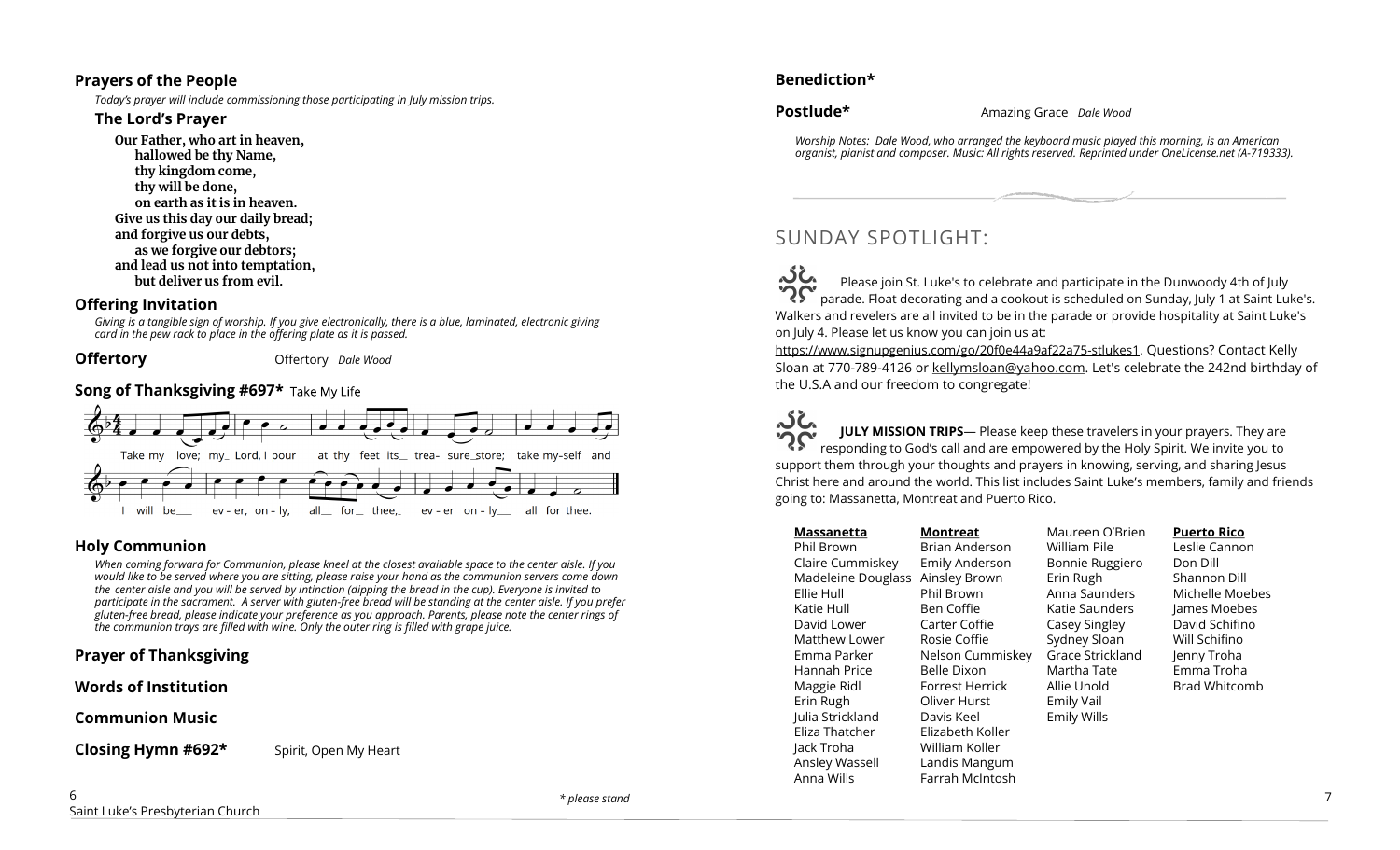## Prayers of the People

*Today's prayer will include commissioning those participating in July mission trips.*

### The Lord's Prayer

**Our Father, who art in heaven,**
**hallowed be thy Name,**
**thy kingdom come,**
**thy will be done,**
**on earth as it is in heaven.**
**Give us this day our daily bread;**
**and forgive us our debts,**
**as we forgive our debtors;**
**and lead us not into temptation,**
**but deliver us from evil.**

## Offering Invitation

*Giving is a tangible sign of worship. If you give electronically, there is a blue, laminated, electronic giving card in the pew rack to place in the offering plate as it is passed.*

**Offertory** Offertory *Dale Wood*

## Song of Thanksgiving #697* Take My Life

Take my love; my Lord, I pour at thy feet its treasure store; take myself and I will be ever, only, all for thee, ever only all for thee.

## Holy Communion

*When coming forward for Communion, please kneel at the closest available space to the center aisle. If you would like to be served where you are sitting, please raise your hand as the communion servers come down the center aisle and you will be served by intinction (dipping the bread in the cup). Everyone is invited to participate in the sacrament. A server with gluten-free bread will be standing at the center aisle. If you prefer gluten-free bread, please indicate your preference as you approach. Parents, please note the center rings of the communion trays are filled with wine. Only the outer ring is filled with grape juice.*

## Prayer of Thanksgiving

## Words of Institution

## Communion Music

## Closing Hymn #692* Spirit, Open My Heart

*\* please stand*

## Benediction*

**Postlude*** Amazing Grace *Dale Wood*

*Worship Notes: Dale Wood, who arranged the keyboard music played this morning, is an American organist, pianist and composer. Music: All rights reserved. Reprinted under OneLicense.net (A-719333).*

## SUNDAY SPOTLIGHT:

Please join St. Luke's to celebrate and participate in the Dunwoody 4th of July parade. Float decorating and a cookout is scheduled on Sunday, July 1 at Saint Luke's. Walkers and revelers are all invited to be in the parade or provide hospitality at Saint Luke's on July 4. Please let us know you can join us at: https://www.signupgenius.com/go/20f0e44a9af22a75-stlukes1. Questions? Contact Kelly Sloan at 770-789-4126 or kellymsloan@yahoo.com. Let's celebrate the 242nd birthday of the U.S.A and our freedom to congregate!

**JULY MISSION TRIPS**— Please keep these travelers in your prayers. They are responding to God's call and are empowered by the Holy Spirit. We invite you to support them through your thoughts and prayers in knowing, serving, and sharing Jesus Christ here and around the world. This list includes Saint Luke's members, family and friends going to: Massanetta, Montreat and Puerto Rico.

| Massanetta | Montreat | | Puerto Rico |
|---|---|---|---|
| Phil Brown | Brian Anderson | Maureen O'Brien | Leslie Cannon |
| Claire Cummiskey | Emily Anderson | William Pile | Don Dill |
| Madeleine Douglass | Ainsley Brown | Bonnie Ruggiero | Shannon Dill |
| Ellie Hull | Phil Brown | Erin Rugh | Michelle Moebes |
| Katie Hull | Ben Coffie | Anna Saunders | James Moebes |
| David Lower | Carter Coffie | Katie Saunders | David Schifino |
| Matthew Lower | Rosie Coffie | Casey Singley | Will Schifino |
| Emma Parker | Nelson Cummiskey | Sydney Sloan | Jenny Troha |
| Hannah Price | Belle Dixon | Grace Strickland | Emma Troha |
| Maggie Ridl | Forrest Herrick | Martha Tate | Brad Whitcomb |
| Erin Rugh | Oliver Hurst | Allie Unold | |
| Julia Strickland | Davis Keel | Emily Vail | |
| Eliza Thatcher | Elizabeth Koller | Emily Wills | |
| Jack Troha | William Koller | | |
| Ansley Wassell | Landis Mangum | | |
| Anna Wills | Farrah McIntosh | | |